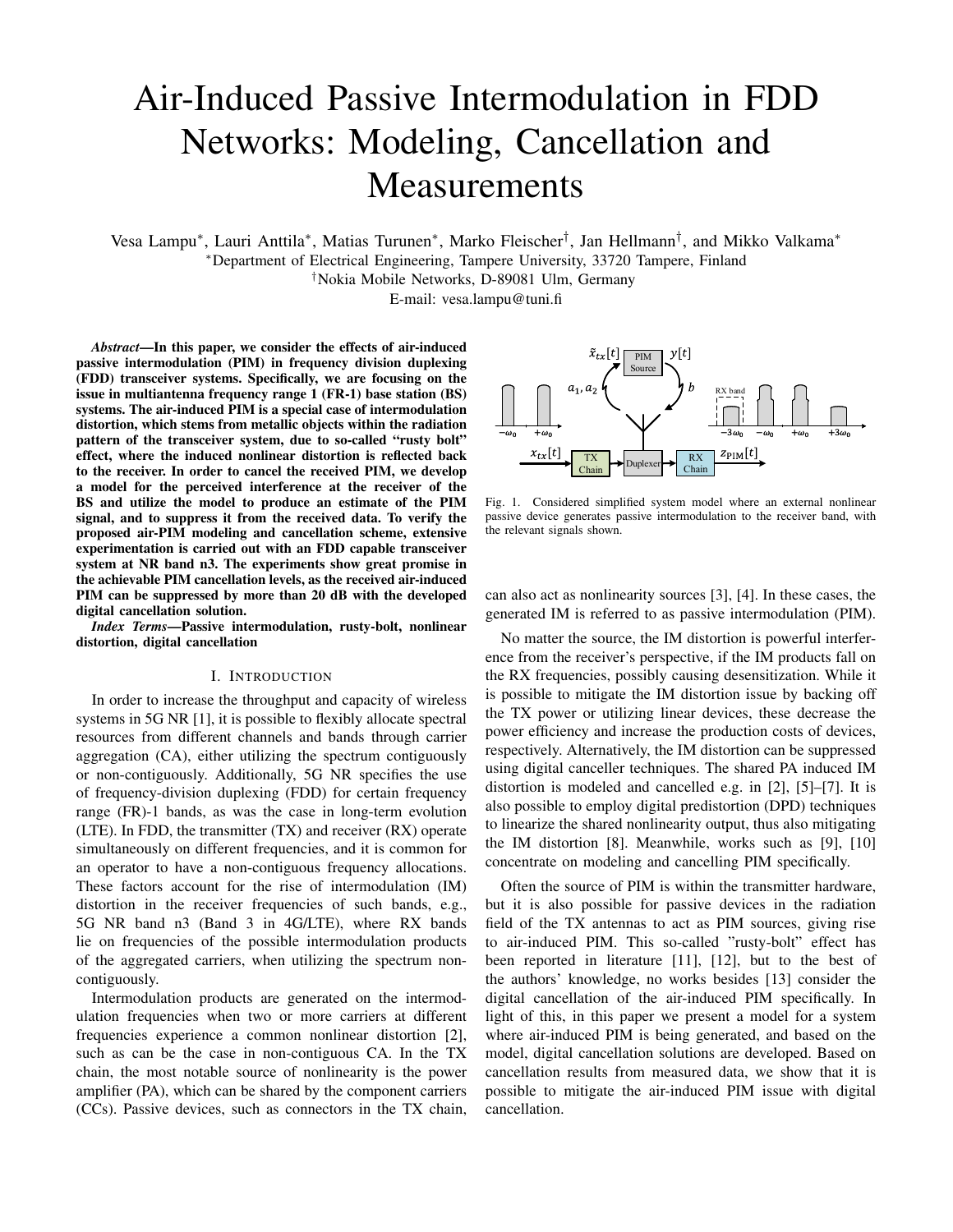# Air-Induced Passive Intermodulation in FDD Networks: Modeling, Cancellation and Measurements

Vesa Lampu*, Lauri Anttila*, Matias Turunen*, Marko Fleischer†, Jan Hellmann†, and Mikko Valkama*

*Department of Electrical Engineering, Tampere University, 33720 Tampere, Finland

†Nokia Mobile Networks, D-89081 Ulm, Germany

E-mail: vesa.lampu@tuni.fi

***Abstract*—In this paper, we consider the effects of air-induced passive intermodulation (PIM) in frequency division duplexing (FDD) transceiver systems. Specifically, we are focusing on the issue in multiantenna frequency range 1 (FR-1) base station (BS) systems. The air-induced PIM is a special case of intermodulation distortion, which stems from metallic objects within the radiation pattern of the transceiver system, due to so-called "rusty bolt" effect, where the induced nonlinear distortion is reflected back to the receiver. In order to cancel the received PIM, we develop a model for the perceived interference at the receiver of the BS and utilize the model to produce an estimate of the PIM signal, and to suppress it from the received data. To verify the proposed air-PIM modeling and cancellation scheme, extensive experimentation is carried out with an FDD capable transceiver system at NR band n3. The experiments show great promise in the achievable PIM cancellation levels, as the received air-induced PIM can be suppressed by more than 20 dB with the developed digital cancellation solution.**

***Index Terms*—Passive intermodulation, rusty-bolt, nonlinear distortion, digital cancellation**

Fig. 1. Considered simplified system model where an external nonlinear passive device generates passive intermodulation to the receiver band, with the relevant signals shown.

## I. Introduction

In order to increase the throughput and capacity of wireless systems in 5G NR [1], it is possible to flexibly allocate spectral resources from different channels and bands through carrier aggregation (CA), either utilizing the spectrum contiguously or non-contiguously. Additionally, 5G NR specifies the use of frequency-division duplexing (FDD) for certain frequency range (FR)-1 bands, as was the case in long-term evolution (LTE). In FDD, the transmitter (TX) and receiver (RX) operate simultaneously on different frequencies, and it is common for an operator to have a non-contiguous frequency allocations. These factors account for the rise of intermodulation (IM) distortion in the receiver frequencies of such bands, e.g., 5G NR band n3 (Band 3 in 4G/LTE), where RX bands lie on frequencies of the possible intermodulation products of the aggregated carriers, when utilizing the spectrum non-contiguously.

Intermodulation products are generated on the intermodulation frequencies when two or more carriers at different frequencies experience a common nonlinear distortion [2], such as can be the case in non-contiguous CA. In the TX chain, the most notable source of nonlinearity is the power amplifier (PA), which can be shared by the component carriers (CCs). Passive devices, such as connectors in the TX chain, can also act as nonlinearity sources [3], [4]. In these cases, the generated IM is referred to as passive intermodulation (PIM).

No matter the source, the IM distortion is powerful interference from the receiver's perspective, if the IM products fall on the RX frequencies, possibly causing desensitization. While it is possible to mitigate the IM distortion issue by backing off the TX power or utilizing linear devices, these decrease the power efficiency and increase the production costs of devices, respectively. Alternatively, the IM distortion can be suppressed using digital canceller techniques. The shared PA induced IM distortion is modeled and cancelled e.g. in [2], [5]–[7]. It is also possible to employ digital predistortion (DPD) techniques to linearize the shared nonlinearity output, thus also mitigating the IM distortion [8]. Meanwhile, works such as [9], [10] concentrate on modeling and cancelling PIM specifically.

Often the source of PIM is within the transmitter hardware, but it is also possible for passive devices in the radiation field of the TX antennas to act as PIM sources, giving rise to air-induced PIM. This so-called "rusty-bolt" effect has been reported in literature [11], [12], but to the best of the authors' knowledge, no works besides [13] consider the digital cancellation of the air-induced PIM specifically. In light of this, in this paper we present a model for a system where air-induced PIM is being generated, and based on the model, digital cancellation solutions are developed. Based on cancellation results from measured data, we show that it is possible to mitigate the air-induced PIM issue with digital cancellation.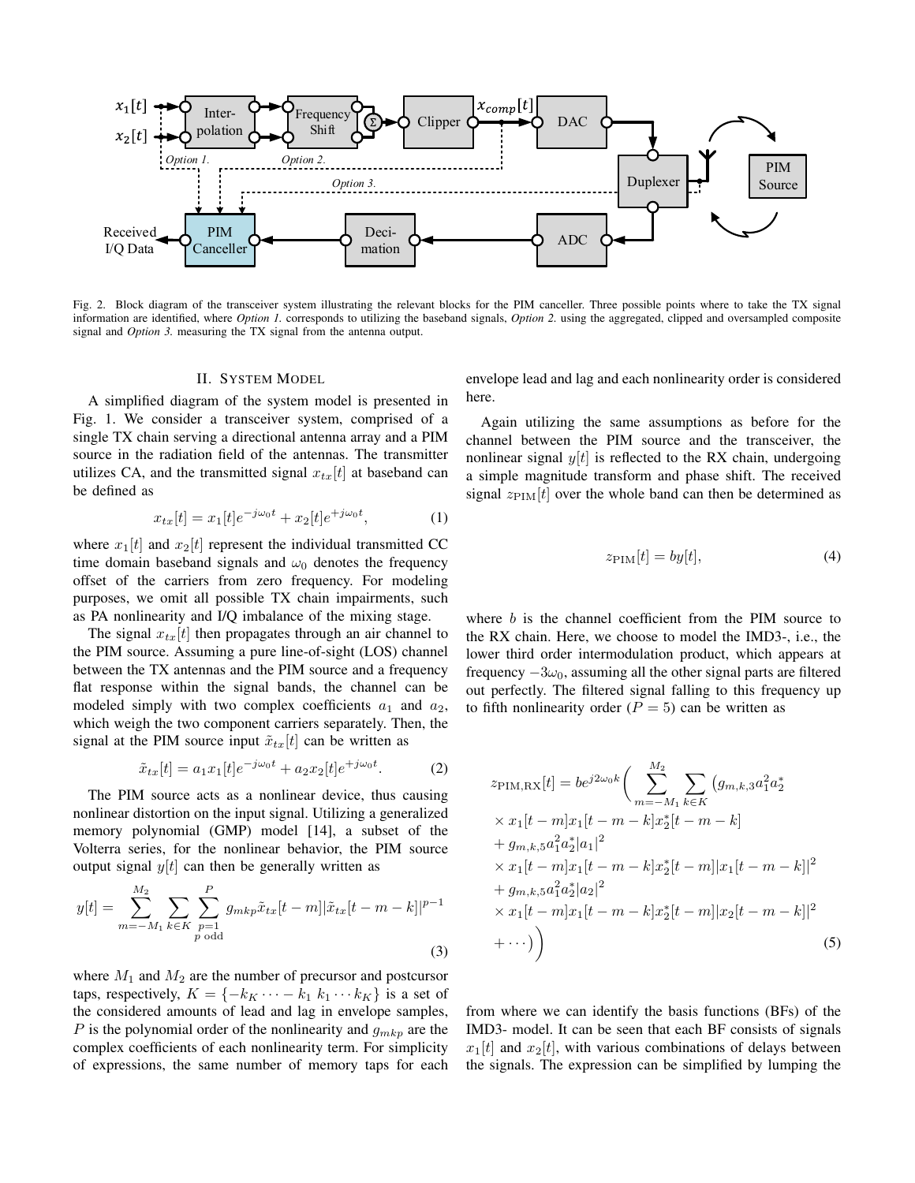Fig. 2. Block diagram of the transceiver system illustrating the relevant blocks for the PIM canceller. Three possible points where to take the TX signal information are identified, where *Option 1.* corresponds to utilizing the baseband signals, *Option 2.* using the aggregated, clipped and oversampled composite signal and *Option 3.* measuring the TX signal from the antenna output.

## II. System Model

A simplified diagram of the system model is presented in Fig. 1. We consider a transceiver system, comprised of a single TX chain serving a directional antenna array and a PIM source in the radiation field of the antennas. The transmitter utilizes CA, and the transmitted signal $x_{tx}[t]$ at baseband can be defined as

$$x_{tx}[t] = x_1[t]e^{-j\omega_0 t} + x_2[t]e^{+j\omega_0 t}, \tag{1}$$

where $x_1[t]$ and $x_2[t]$ represent the individual transmitted CC time domain baseband signals and $\omega_0$ denotes the frequency offset of the carriers from zero frequency. For modeling purposes, we omit all possible TX chain impairments, such as PA nonlinearity and I/Q imbalance of the mixing stage.

The signal $x_{tx}[t]$ then propagates through an air channel to the PIM source. Assuming a pure line-of-sight (LOS) channel between the TX antennas and the PIM source and a frequency flat response within the signal bands, the channel can be modeled simply with two complex coefficients $a_1$ and $a_2$, which weigh the two component carriers separately. Then, the signal at the PIM source input $\tilde{x}_{tx}[t]$ can be written as

$$\tilde{x}_{tx}[t] = a_1 x_1[t]e^{-j\omega_0 t} + a_2 x_2[t]e^{+j\omega_0 t}. \tag{2}$$

The PIM source acts as a nonlinear device, thus causing nonlinear distortion on the input signal. Utilizing a generalized memory polynomial (GMP) model [14], a subset of the Volterra series, for the nonlinear behavior, the PIM source output signal $y[t]$ can then be generally written as

$$y[t] = \sum_{m=-M_1}^{M_2} \sum_{k \in K} \sum_{\substack{p=1 \\ p \text{ odd}}}^{P} g_{mkp} \tilde{x}_{tx}[t-m] |\tilde{x}_{tx}[t-m-k]|^{p-1} \tag{3}$$

where $M_1$ and $M_2$ are the number of precursor and postcursor taps, respectively, $K = \{-k_K \cdots -k_1 \; k_1 \cdots k_K\}$ is a set of the considered amounts of lead and lag in envelope samples, $P$ is the polynomial order of the nonlinearity and $g_{mkp}$ are the complex coefficients of each nonlinearity term. For simplicity of expressions, the same number of memory taps for each envelope lead and lag and each nonlinearity order is considered here.

Again utilizing the same assumptions as before for the channel between the PIM source and the transceiver, the nonlinear signal $y[t]$ is reflected to the RX chain, undergoing a simple magnitude transform and phase shift. The received signal $z_{\text{PIM}}[t]$ over the whole band can then be determined as

$$z_{\text{PIM}}[t] = by[t], \tag{4}$$

where $b$ is the channel coefficient from the PIM source to the RX chain. Here, we choose to model the IMD3-, i.e., the lower third order intermodulation product, which appears at frequency $-3\omega_0$, assuming all the other signal parts are filtered out perfectly. The filtered signal falling to this frequency up to fifth nonlinearity order ($P = 5$) can be written as

$$\begin{aligned}
z_{\text{PIM,RX}}[t] = be^{j2\omega_0 k}\Bigg( &\sum_{m=-M_1}^{M_2} \sum_{k \in K} \big(g_{m,k,3} a_1^2 a_2^* \\
&\times x_1[t-m] x_1[t-m-k] x_2^*[t-m-k] \\
&+ g_{m,k,5} a_1^2 a_2^* |a_1|^2 \\
&\times x_1[t-m] x_1[t-m-k] x_2^*[t-m] |x_1[t-m-k]|^2 \\
&+ g_{m,k,5} a_1^2 a_2^* |a_2|^2 \\
&\times x_1[t-m] x_1[t-m-k] x_2^*[t-m] |x_2[t-m-k]|^2 \\
&+ \cdots \big) \Bigg)
\end{aligned} \tag{5}$$

from where we can identify the basis functions (BFs) of the IMD3- model. It can be seen that each BF consists of signals $x_1[t]$ and $x_2[t]$, with various combinations of delays between the signals. The expression can be simplified by lumping the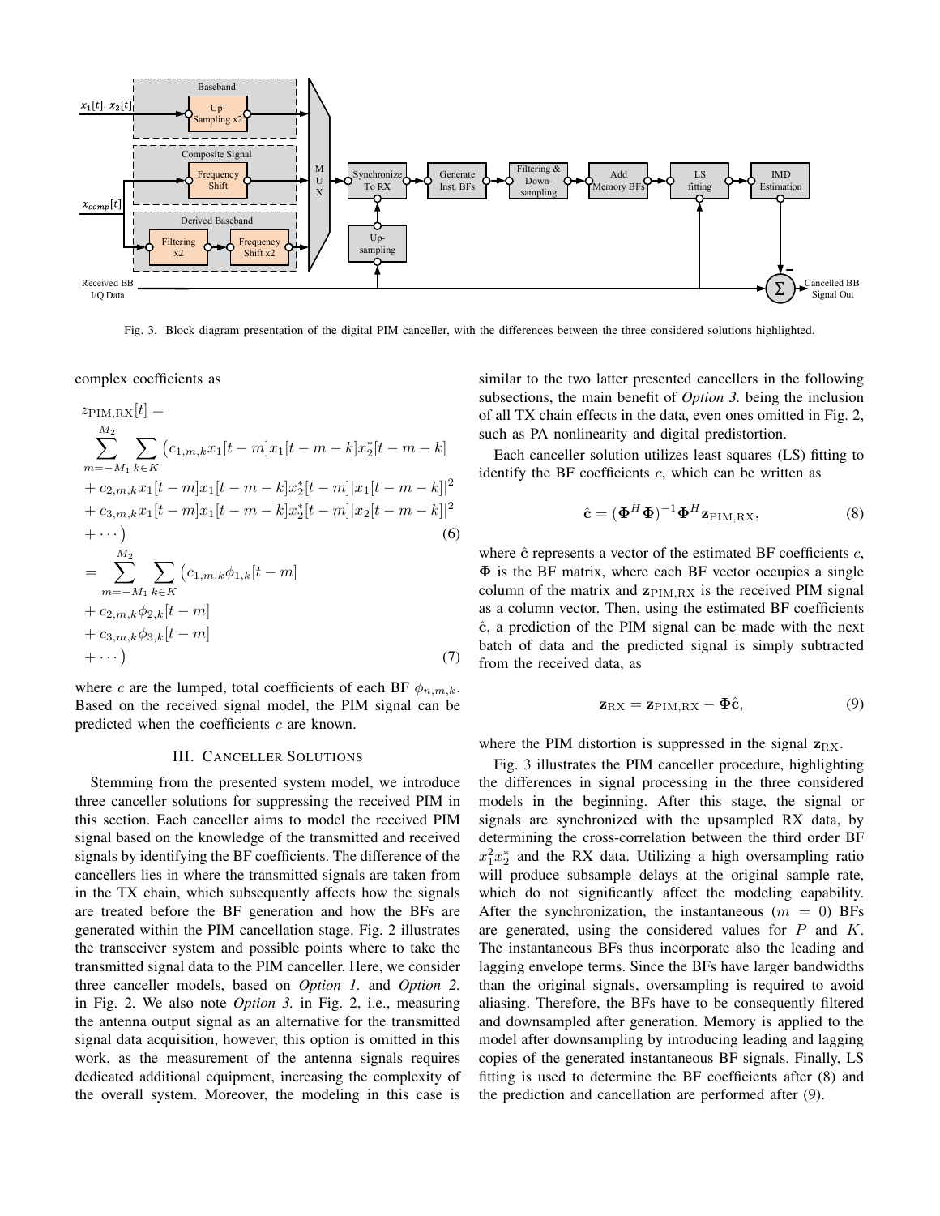Fig. 3. Block diagram presentation of the digital PIM canceller, with the differences between the three considered solutions highlighted.

complex coefficients as

$$
\begin{aligned}
&z_{\mathrm{PIM,RX}}[t] = \\
&\sum_{m=-M_1}^{M_2} \sum_{k \in K} \big( c_{1,m,k} x_1[t-m] x_1[t-m-k] x_2^*[t-m-k] \\
&+ c_{2,m,k} x_1[t-m] x_1[t-m-k] x_2^*[t-m] |x_1[t-m-k]|^2 \\
&+ c_{3,m,k} x_1[t-m] x_1[t-m-k] x_2^*[t-m] |x_2[t-m-k]|^2 \\
&+ \cdots \big) \qquad (6) \\
&= \sum_{m=-M_1}^{M_2} \sum_{k \in K} \big( c_{1,m,k} \phi_{1,k}[t-m] \\
&+ c_{2,m,k} \phi_{2,k}[t-m] \\
&+ c_{3,m,k} \phi_{3,k}[t-m] \\
&+ \cdots \big) \qquad (7)
\end{aligned}
$$

where $c$ are the lumped, total coefficients of each BF $\phi_{n,m,k}$. Based on the received signal model, the PIM signal can be predicted when the coefficients $c$ are known.

## III. Canceller Solutions

Stemming from the presented system model, we introduce three canceller solutions for suppressing the received PIM in this section. Each canceller aims to model the received PIM signal based on the knowledge of the transmitted and received signals by identifying the BF coefficients. The difference of the cancellers lies in where the transmitted signals are taken from in the TX chain, which subsequently affects how the signals are treated before the BF generation and how the BFs are generated within the PIM cancellation stage. Fig. 2 illustrates the transceiver system and possible points where to take the transmitted signal data to the PIM canceller. Here, we consider three canceller models, based on *Option 1.* and *Option 2.* in Fig. 2. We also note *Option 3.* in Fig. 2, i.e., measuring the antenna output signal as an alternative for the transmitted signal data acquisition, however, this option is omitted in this work, as the measurement of the antenna signals requires dedicated additional equipment, increasing the complexity of the overall system. Moreover, the modeling in this case is similar to the two latter presented cancellers in the following subsections, the main benefit of *Option 3.* being the inclusion of all TX chain effects in the data, even ones omitted in Fig. 2, such as PA nonlinearity and digital predistortion.

Each canceller solution utilizes least squares (LS) fitting to identify the BF coefficients $c$, which can be written as

$$
\hat{\mathbf{c}} = (\mathbf{\Phi}^H \mathbf{\Phi})^{-1} \mathbf{\Phi}^H \mathbf{z}_{\mathrm{PIM,RX}}, \qquad (8)
$$

where $\hat{\mathbf{c}}$ represents a vector of the estimated BF coefficients $c$, $\mathbf{\Phi}$ is the BF matrix, where each BF vector occupies a single column of the matrix and $\mathbf{z}_{\mathrm{PIM,RX}}$ is the received PIM signal as a column vector. Then, using the estimated BF coefficients $\hat{\mathbf{c}}$, a prediction of the PIM signal can be made with the next batch of data and the predicted signal is simply subtracted from the received data, as

$$
\mathbf{z}_{\mathrm{RX}} = \mathbf{z}_{\mathrm{PIM,RX}} - \mathbf{\Phi} \hat{\mathbf{c}}, \qquad (9)
$$

where the PIM distortion is suppressed in the signal $\mathbf{z}_{\mathrm{RX}}$.

Fig. 3 illustrates the PIM canceller procedure, highlighting the differences in signal processing in the three considered models in the beginning. After this stage, the signal or signals are synchronized with the upsampled RX data, by determining the cross-correlation between the third order BF $x_1^2 x_2^*$ and the RX data. Utilizing a high oversampling ratio will produce subsample delays at the original sample rate, which do not significantly affect the modeling capability. After the synchronization, the instantaneous ($m = 0$) BFs are generated, using the considered values for $P$ and $K$. The instantaneous BFs thus incorporate also the leading and lagging envelope terms. Since the BFs have larger bandwidths than the original signals, oversampling is required to avoid aliasing. Therefore, the BFs have to be consequently filtered and downsampled after generation. Memory is applied to the model after downsampling by introducing leading and lagging copies of the generated instantaneous BF signals. Finally, LS fitting is used to determine the BF coefficients after (8) and the prediction and cancellation are performed after (9).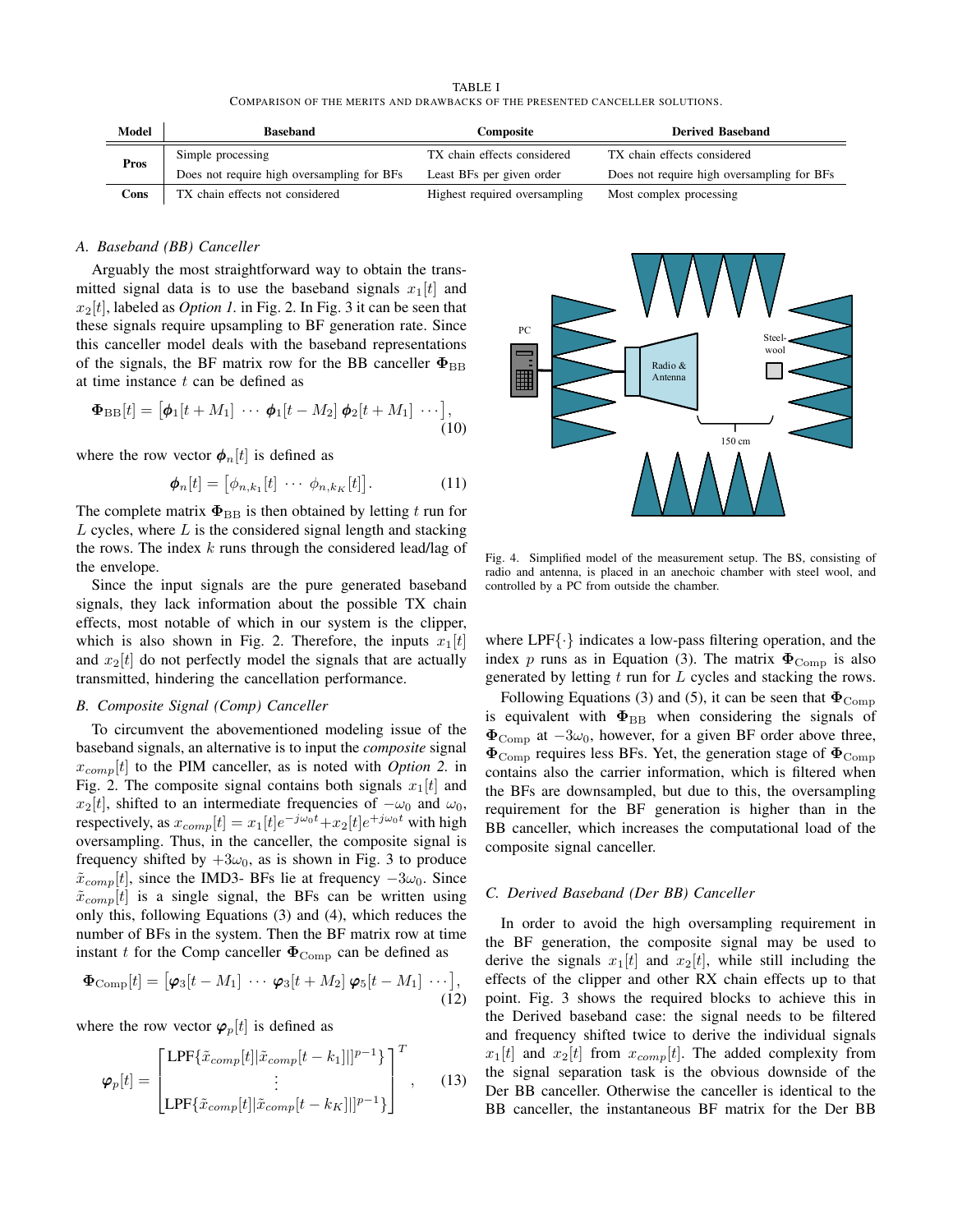TABLE I
COMPARISON OF THE MERITS AND DRAWBACKS OF THE PRESENTED CANCELLER SOLUTIONS.

| Model | Baseband | Composite | Derived Baseband |
|---|---|---|---|
| Pros | Simple processing | TX chain effects considered | TX chain effects considered |
| | Does not require high oversampling for BFs | Least BFs per given order | Does not require high oversampling for BFs |
| Cons | TX chain effects not considered | Highest required oversampling | Most complex processing |

### A. Baseband (BB) Canceller

Arguably the most straightforward way to obtain the transmitted signal data is to use the baseband signals $x_1[t]$ and $x_2[t]$, labeled as *Option 1.* in Fig. 2. In Fig. 3 it can be seen that these signals require upsampling to BF generation rate. Since this canceller model deals with the baseband representations of the signals, the BF matrix row for the BB canceller $\mathbf{\Phi}_{\text{BB}}$ at time instance $t$ can be defined as

$$\mathbf{\Phi}_{\text{BB}}[t] = \left[\boldsymbol{\phi}_1[t+M_1] \ \cdots \ \boldsymbol{\phi}_1[t-M_2] \ \boldsymbol{\phi}_2[t+M_1] \ \cdots\right], \tag{10}$$

where the row vector $\boldsymbol{\phi}_n[t]$ is defined as

$$\boldsymbol{\phi}_n[t] = \left[\phi_{n,k_1}[t] \ \cdots \ \phi_{n,k_K}[t]\right]. \tag{11}$$

The complete matrix $\mathbf{\Phi}_{\text{BB}}$ is then obtained by letting $t$ run for $L$ cycles, where $L$ is the considered signal length and stacking the rows. The index $k$ runs through the considered lead/lag of the envelope.

Since the input signals are the pure generated baseband signals, they lack information about the possible TX chain effects, most notable of which in our system is the clipper, which is also shown in Fig. 2. Therefore, the inputs $x_1[t]$ and $x_2[t]$ do not perfectly model the signals that are actually transmitted, hindering the cancellation performance.

### B. Composite Signal (Comp) Canceller

To circumvent the abovementioned modeling issue of the baseband signals, an alternative is to input the *composite* signal $x_{comp}[t]$ to the PIM canceller, as is noted with *Option 2.* in Fig. 2. The composite signal contains both signals $x_1[t]$ and $x_2[t]$, shifted to an intermediate frequencies of $-\omega_0$ and $\omega_0$, respectively, as $x_{comp}[t] = x_1[t]e^{-j\omega_0 t} + x_2[t]e^{+j\omega_0 t}$ with high oversampling. Thus, in the canceller, the composite signal is frequency shifted by $+3\omega_0$, as is shown in Fig. 3 to produce $\tilde{x}_{comp}[t]$, since the IMD3- BFs lie at frequency $-3\omega_0$. Since $\tilde{x}_{comp}[t]$ is a single signal, the BFs can be written using only this, following Equations (3) and (4), which reduces the number of BFs in the system. Then the BF matrix row at time instant $t$ for the Comp canceller $\mathbf{\Phi}_{\text{Comp}}$ can be defined as

$$\mathbf{\Phi}_{\text{Comp}}[t] = \left[\boldsymbol{\varphi}_3[t-M_1] \ \cdots \ \boldsymbol{\varphi}_3[t+M_2] \ \boldsymbol{\varphi}_5[t-M_1] \ \cdots\right], \tag{12}$$

where the row vector $\boldsymbol{\varphi}_p[t]$ is defined as

$$\boldsymbol{\varphi}_p[t] = \begin{bmatrix} \text{LPF}\{\tilde{x}_{comp}[t]|\tilde{x}_{comp}[t-k_1]|]^{p-1}\} \\ \vdots \\ \text{LPF}\{\tilde{x}_{comp}[t]|\tilde{x}_{comp}[t-k_K]|]^{p-1}\} \end{bmatrix}^T, \tag{13}$$

where LPF$\{\cdot\}$ indicates a low-pass filtering operation, and the index $p$ runs as in Equation (3). The matrix $\mathbf{\Phi}_{\text{Comp}}$ is also generated by letting $t$ run for $L$ cycles and stacking the rows.

Following Equations (3) and (5), it can be seen that $\mathbf{\Phi}_{\text{Comp}}$ is equivalent with $\mathbf{\Phi}_{\text{BB}}$ when considering the signals of $\mathbf{\Phi}_{\text{Comp}}$ at $-3\omega_0$, however, for a given BF order above three, $\mathbf{\Phi}_{\text{Comp}}$ requires less BFs. Yet, the generation stage of $\mathbf{\Phi}_{\text{Comp}}$ contains also the carrier information, which is filtered when the BFs are downsampled, but due to this, the oversampling requirement for the BF generation is higher than in the BB canceller, which increases the computational load of the composite signal canceller.

Fig. 4. Simplified model of the measurement setup. The BS, consisting of radio and antenna, is placed in an anechoic chamber with steel wool, and controlled by a PC from outside the chamber.

### C. Derived Baseband (Der BB) Canceller

In order to avoid the high oversampling requirement in the BF generation, the composite signal may be used to derive the signals $x_1[t]$ and $x_2[t]$, while still including the effects of the clipper and other RX chain effects up to that point. Fig. 3 shows the required blocks to achieve this in the Derived baseband case: the signal needs to be filtered and frequency shifted twice to derive the individual signals $x_1[t]$ and $x_2[t]$ from $x_{comp}[t]$. The added complexity from the signal separation task is the obvious downside of the Der BB canceller. Otherwise the canceller is identical to the BB canceller, the instantaneous BF matrix for the Der BB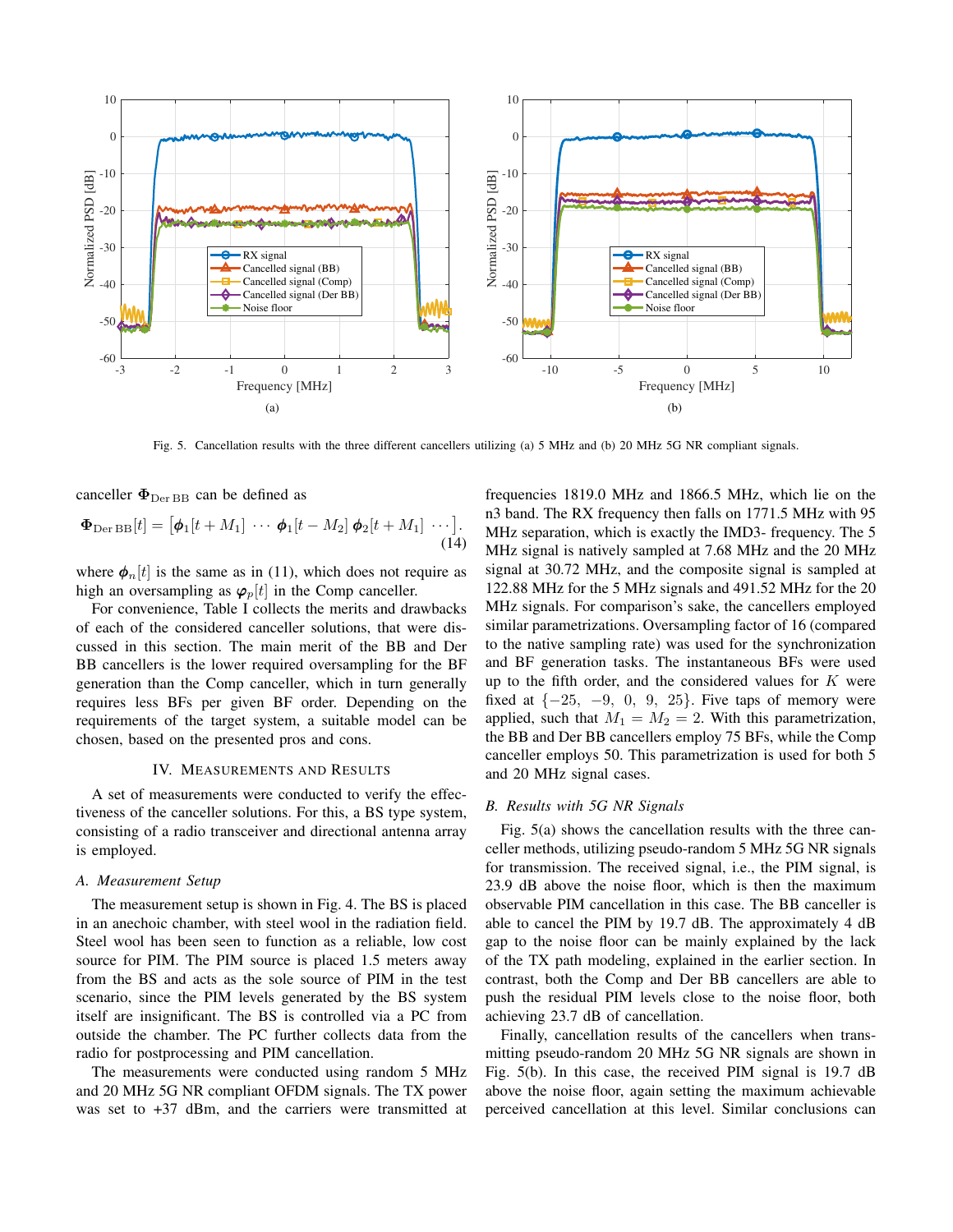Fig. 5. Cancellation results with the three different cancellers utilizing (a) 5 MHz and (b) 20 MHz 5G NR compliant signals.

canceller $\Phi_{\text{Der BB}}$ can be defined as

$$\Phi_{\text{Der BB}}[t] = \left[\phi_1[t+M_1] \;\cdots\; \phi_1[t-M_2] \; \phi_2[t+M_1] \;\cdots\right]. \quad (14)$$

where $\phi_n[t]$ is the same as in (11), which does not require as high an oversampling as $\varphi_p[t]$ in the Comp canceller.

For convenience, Table I collects the merits and drawbacks of each of the considered canceller solutions, that were discussed in this section. The main merit of the BB and Der BB cancellers is the lower required oversampling for the BF generation than the Comp canceller, which in turn generally requires less BFs per given BF order. Depending on the requirements of the target system, a suitable model can be chosen, based on the presented pros and cons.

## IV. Measurements and Results

A set of measurements were conducted to verify the effectiveness of the canceller solutions. For this, a BS type system, consisting of a radio transceiver and directional antenna array is employed.

### A. Measurement Setup

The measurement setup is shown in Fig. 4. The BS is placed in an anechoic chamber, with steel wool in the radiation field. Steel wool has been seen to function as a reliable, low cost source for PIM. The PIM source is placed 1.5 meters away from the BS and acts as the sole source of PIM in the test scenario, since the PIM levels generated by the BS system itself are insignificant. The BS is controlled via a PC from outside the chamber. The PC further collects data from the radio for postprocessing and PIM cancellation.

The measurements were conducted using random 5 MHz and 20 MHz 5G NR compliant OFDM signals. The TX power was set to +37 dBm, and the carriers were transmitted at frequencies 1819.0 MHz and 1866.5 MHz, which lie on the n3 band. The RX frequency then falls on 1771.5 MHz with 95 MHz separation, which is exactly the IMD3- frequency. The 5 MHz signal is natively sampled at 7.68 MHz and the 20 MHz signal at 30.72 MHz, and the composite signal is sampled at 122.88 MHz for the 5 MHz signals and 491.52 MHz for the 20 MHz signals. For comparison's sake, the cancellers employed similar parametrizations. Oversampling factor of 16 (compared to the native sampling rate) was used for the synchronization and BF generation tasks. The instantaneous BFs were used up to the fifth order, and the considered values for $K$ were fixed at $\{-25, \; -9, \; 0, \; 9, \; 25\}$. Five taps of memory were applied, such that $M_1 = M_2 = 2$. With this parametrization, the BB and Der BB cancellers employ 75 BFs, while the Comp canceller employs 50. This parametrization is used for both 5 and 20 MHz signal cases.

### B. Results with 5G NR Signals

Fig. 5(a) shows the cancellation results with the three canceller methods, utilizing pseudo-random 5 MHz 5G NR signals for transmission. The received signal, i.e., the PIM signal, is 23.9 dB above the noise floor, which is then the maximum observable PIM cancellation in this case. The BB canceller is able to cancel the PIM by 19.7 dB. The approximately 4 dB gap to the noise floor can be mainly explained by the lack of the TX path modeling, explained in the earlier section. In contrast, both the Comp and Der BB cancellers are able to push the residual PIM levels close to the noise floor, both achieving 23.7 dB of cancellation.

Finally, cancellation results of the cancellers when transmitting pseudo-random 20 MHz 5G NR signals are shown in Fig. 5(b). In this case, the received PIM signal is 19.7 dB above the noise floor, again setting the maximum achievable perceived cancellation at this level. Similar conclusions can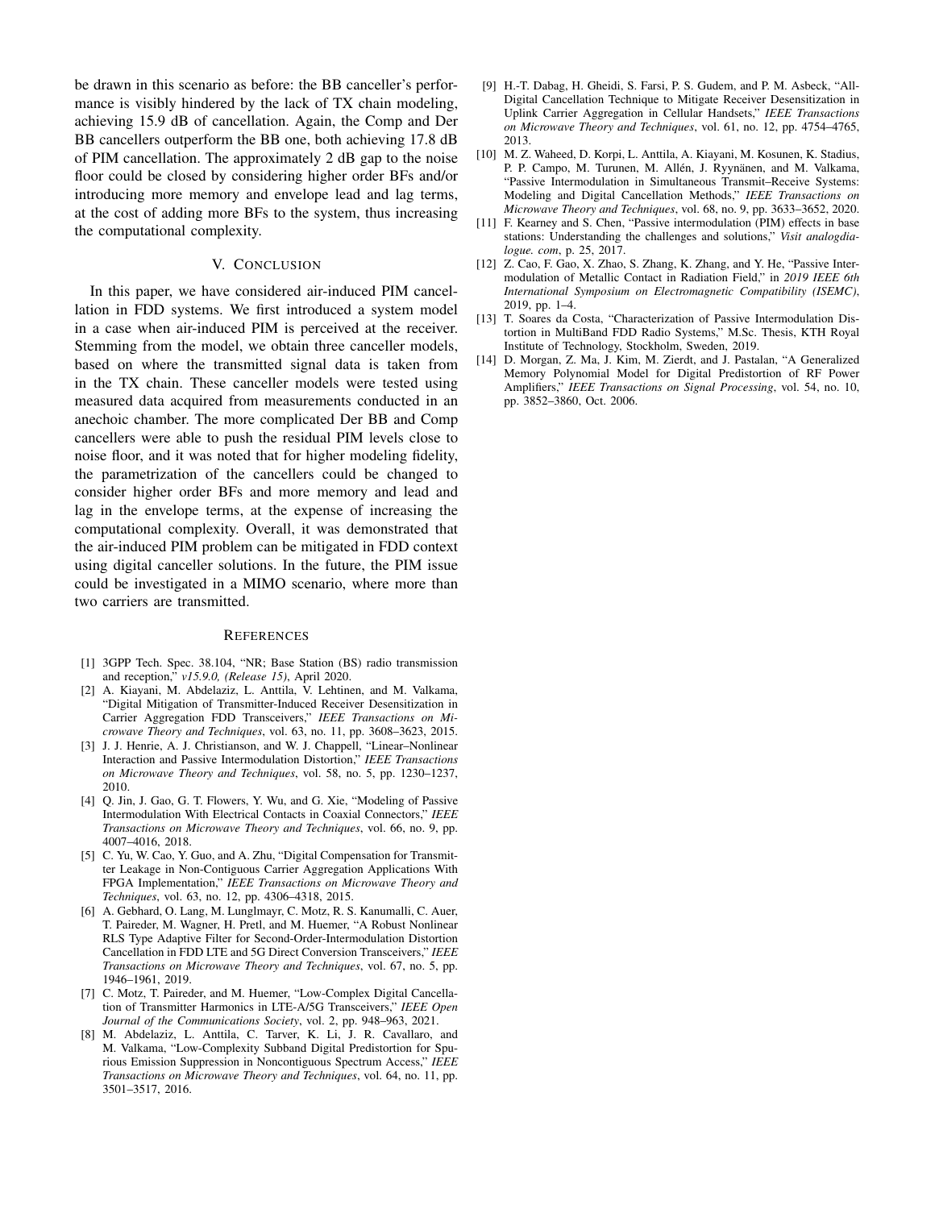be drawn in this scenario as before: the BB canceller's performance is visibly hindered by the lack of TX chain modeling, achieving 15.9 dB of cancellation. Again, the Comp and Der BB cancellers outperform the BB one, both achieving 17.8 dB of PIM cancellation. The approximately 2 dB gap to the noise floor could be closed by considering higher order BFs and/or introducing more memory and envelope lead and lag terms, at the cost of adding more BFs to the system, thus increasing the computational complexity.

## V. Conclusion

In this paper, we have considered air-induced PIM cancellation in FDD systems. We first introduced a system model in a case when air-induced PIM is perceived at the receiver. Stemming from the model, we obtain three canceller models, based on where the transmitted signal data is taken from in the TX chain. These canceller models were tested using measured data acquired from measurements conducted in an anechoic chamber. The more complicated Der BB and Comp cancellers were able to push the residual PIM levels close to noise floor, and it was noted that for higher modeling fidelity, the parametrization of the cancellers could be changed to consider higher order BFs and more memory and lead and lag in the envelope terms, at the expense of increasing the computational complexity. Overall, it was demonstrated that the air-induced PIM problem can be mitigated in FDD context using digital canceller solutions. In the future, the PIM issue could be investigated in a MIMO scenario, where more than two carriers are transmitted.

## References

[1] 3GPP Tech. Spec. 38.104, "NR; Base Station (BS) radio transmission and reception," *v15.9.0, (Release 15)*, April 2020.

[2] A. Kiayani, M. Abdelaziz, L. Anttila, V. Lehtinen, and M. Valkama, "Digital Mitigation of Transmitter-Induced Receiver Desensitization in Carrier Aggregation FDD Transceivers," *IEEE Transactions on Microwave Theory and Techniques*, vol. 63, no. 11, pp. 3608–3623, 2015.

[3] J. J. Henrie, A. J. Christianson, and W. J. Chappell, "Linear–Nonlinear Interaction and Passive Intermodulation Distortion," *IEEE Transactions on Microwave Theory and Techniques*, vol. 58, no. 5, pp. 1230–1237, 2010.

[4] Q. Jin, J. Gao, G. T. Flowers, Y. Wu, and G. Xie, "Modeling of Passive Intermodulation With Electrical Contacts in Coaxial Connectors," *IEEE Transactions on Microwave Theory and Techniques*, vol. 66, no. 9, pp. 4007–4016, 2018.

[5] C. Yu, W. Cao, Y. Guo, and A. Zhu, "Digital Compensation for Transmitter Leakage in Non-Contiguous Carrier Aggregation Applications With FPGA Implementation," *IEEE Transactions on Microwave Theory and Techniques*, vol. 63, no. 12, pp. 4306–4318, 2015.

[6] A. Gebhard, O. Lang, M. Lunglmayr, C. Motz, R. S. Kanumalli, C. Auer, T. Paireder, M. Wagner, H. Pretl, and M. Huemer, "A Robust Nonlinear RLS Type Adaptive Filter for Second-Order-Intermodulation Distortion Cancellation in FDD LTE and 5G Direct Conversion Transceivers," *IEEE Transactions on Microwave Theory and Techniques*, vol. 67, no. 5, pp. 1946–1961, 2019.

[7] C. Motz, T. Paireder, and M. Huemer, "Low-Complex Digital Cancellation of Transmitter Harmonics in LTE-A/5G Transceivers," *IEEE Open Journal of the Communications Society*, vol. 2, pp. 948–963, 2021.

[8] M. Abdelaziz, L. Anttila, C. Tarver, K. Li, J. R. Cavallaro, and M. Valkama, "Low-Complexity Subband Digital Predistortion for Spurious Emission Suppression in Noncontiguous Spectrum Access," *IEEE Transactions on Microwave Theory and Techniques*, vol. 64, no. 11, pp. 3501–3517, 2016.

[9] H.-T. Dabag, H. Gheidi, S. Farsi, P. S. Gudem, and P. M. Asbeck, "All-Digital Cancellation Technique to Mitigate Receiver Desensitization in Uplink Carrier Aggregation in Cellular Handsets," *IEEE Transactions on Microwave Theory and Techniques*, vol. 61, no. 12, pp. 4754–4765, 2013.

[10] M. Z. Waheed, D. Korpi, L. Anttila, A. Kiayani, M. Kosunen, K. Stadius, P. P. Campo, M. Turunen, M. Allén, J. Ryynänen, and M. Valkama, "Passive Intermodulation in Simultaneous Transmit–Receive Systems: Modeling and Digital Cancellation Methods," *IEEE Transactions on Microwave Theory and Techniques*, vol. 68, no. 9, pp. 3633–3652, 2020.

[11] F. Kearney and S. Chen, "Passive intermodulation (PIM) effects in base stations: Understanding the challenges and solutions," *Visit analogdialogue. com*, p. 25, 2017.

[12] Z. Cao, F. Gao, X. Zhao, S. Zhang, K. Zhang, and Y. He, "Passive Intermodulation of Metallic Contact in Radiation Field," in *2019 IEEE 6th International Symposium on Electromagnetic Compatibility (ISEMC)*, 2019, pp. 1–4.

[13] T. Soares da Costa, "Characterization of Passive Intermodulation Distortion in MultiBand FDD Radio Systems," M.Sc. Thesis, KTH Royal Institute of Technology, Stockholm, Sweden, 2019.

[14] D. Morgan, Z. Ma, J. Kim, M. Zierdt, and J. Pastalan, "A Generalized Memory Polynomial Model for Digital Predistortion of RF Power Amplifiers," *IEEE Transactions on Signal Processing*, vol. 54, no. 10, pp. 3852–3860, Oct. 2006.